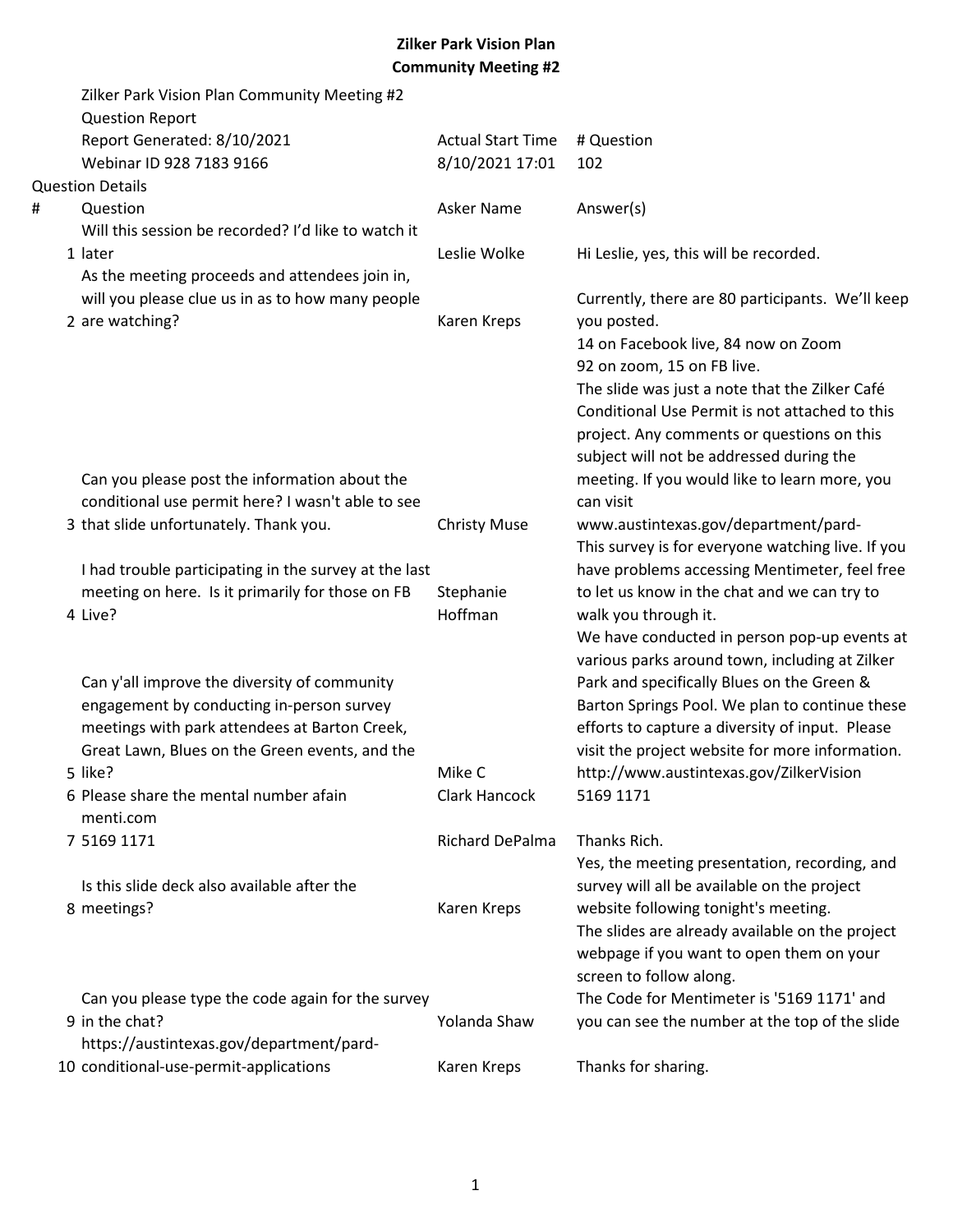# Zilker Park Vision Plan
## Community Meeting #2

Zilker Park Vision Plan Community Meeting #2
Question Report

| Report Generated: 8/10/2021 | Actual Start Time | # Question |
|---|---|---|
| Webinar ID 928 7183 9166 | 8/10/2021 17:01 | 102 |

Question Details

| # | Question | Asker Name | Answer(s) |
|---|---|---|---|
| 1 | Will this session be recorded? I'd like to watch it later | Leslie Wolke | Hi Leslie, yes, this will be recorded. |
| 2 | As the meeting proceeds and attendees join in, will you please clue us in as to how many people are watching? | Karen Kreps | Currently, there are 80 participants. We'll keep you posted.<br>14 on Facebook live, 84 now on Zoom<br>92 on zoom, 15 on FB live. |
| 3 | Can you please post the information about the conditional use permit here? I wasn't able to see that slide unfortunately. Thank you. | Christy Muse | The slide was just a note that the Zilker Café Conditional Use Permit is not attached to this project. Any comments or questions on this subject will not be addressed during the meeting. If you would like to learn more, you can visit www.austintexas.gov/department/pard- |
| 4 | I had trouble participating in the survey at the last meeting on here. Is it primarily for those on FB Live? | Stephanie Hoffman | This survey is for everyone watching live. If you have problems accessing Mentimeter, feel free to let us know in the chat and we can try to walk you through it. |
| 5 | Can y'all improve the diversity of community engagement by conducting in-person survey meetings with park attendees at Barton Creek, Great Lawn, Blues on the Green events, and the like? | Mike C | We have conducted in person pop-up events at various parks around town, including at Zilker Park and specifically Blues on the Green & Barton Springs Pool. We plan to continue these efforts to capture a diversity of input. Please visit the project website for more information. http://www.austintexas.gov/ZilkerVision |
| 6 | Please share the mental number afain | Clark Hancock | 5169 1171 |
| 7 | menti.com<br>5169 1171 | Richard DePalma | Thanks Rich. |
| 8 | Is this slide deck also available after the meetings? | Karen Kreps | Yes, the meeting presentation, recording, and survey will all be available on the project website following tonight's meeting.<br>The slides are already available on the project webpage if you want to open them on your screen to follow along. |
| 9 | Can you please type the code again for the survey in the chat? | Yolanda Shaw | The Code for Mentimeter is '5169 1171' and you can see the number at the top of the slide |
| 10 | https://austintexas.gov/department/pard-conditional-use-permit-applications | Karen Kreps | Thanks for sharing. |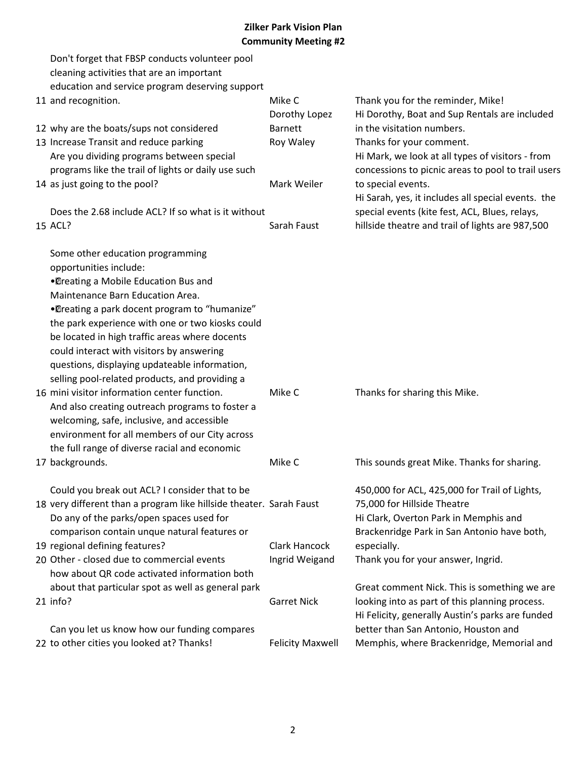# Zilker Park Vision Plan
## Community Meeting #2

| # | Comment | Name | Response |
|---|---|---|---|
| 11 | Don't forget that FBSP conducts volunteer pool cleaning activities that are an important education and service program deserving support and recognition. | Mike C | Thank you for the reminder, Mike! |
| 12 | why are the boats/sups not considered | Dorothy Lopez Barnett | Hi Dorothy, Boat and Sup Rentals are included in the visitation numbers. |
| 13 | Increase Transit and reduce parking | Roy Waley | Thanks for your comment. |
| 14 | Are you dividing programs between special programs like the trail of lights or daily use such as just going to the pool? | Mark Weiler | Hi Mark, we look at all types of visitors - from concessions to picnic areas to pool to trail users to special events. |
| 15 | Does the 2.68 include ACL? If so what is it without ACL? | Sarah Faust | Hi Sarah, yes, it includes all special events. the special events (kite fest, ACL, Blues, relays, hillside theatre and trail of lights are 987,500 |
| 16 | Some other education programming opportunities include:<br>•Creating a Mobile Education Bus and Maintenance Barn Education Area.<br>•Creating a park docent program to "humanize" the park experience with one or two kiosks could be located in high traffic areas where docents could interact with visitors by answering questions, displaying updateable information, selling pool-related products, and providing a mini visitor information center function. | Mike C | Thanks for sharing this Mike. |
| 17 | And also creating outreach programs to foster a welcoming, safe, inclusive, and accessible environment for all members of our City across the full range of diverse racial and economic backgrounds. | Mike C | This sounds great Mike. Thanks for sharing. |
| 18 | Could you break out ACL? I consider that to be very different than a program like hillside theater. | Sarah Faust | 450,000 for ACL, 425,000 for Trail of Lights, 75,000 for Hillside Theatre |
| 19 | Do any of the parks/open spaces used for comparison contain unque natural features or regional defining features? | Clark Hancock | Hi Clark, Overton Park in Memphis and Brackenridge Park in San Antonio have both, especially. |
| 20 | Other - closed due to commercial events | Ingrid Weigand | Thank you for your answer, Ingrid. |
| 21 | how about QR code activated information both about that particular spot as well as general park info? | Garret Nick | Great comment Nick. This is something we are looking into as part of this planning process. |
| 22 | Can you let us know how our funding compares to other cities you looked at? Thanks! | Felicity Maxwell | Hi Felicity, generally Austin's parks are funded better than San Antonio, Houston and Memphis, where Brackenridge, Memorial and |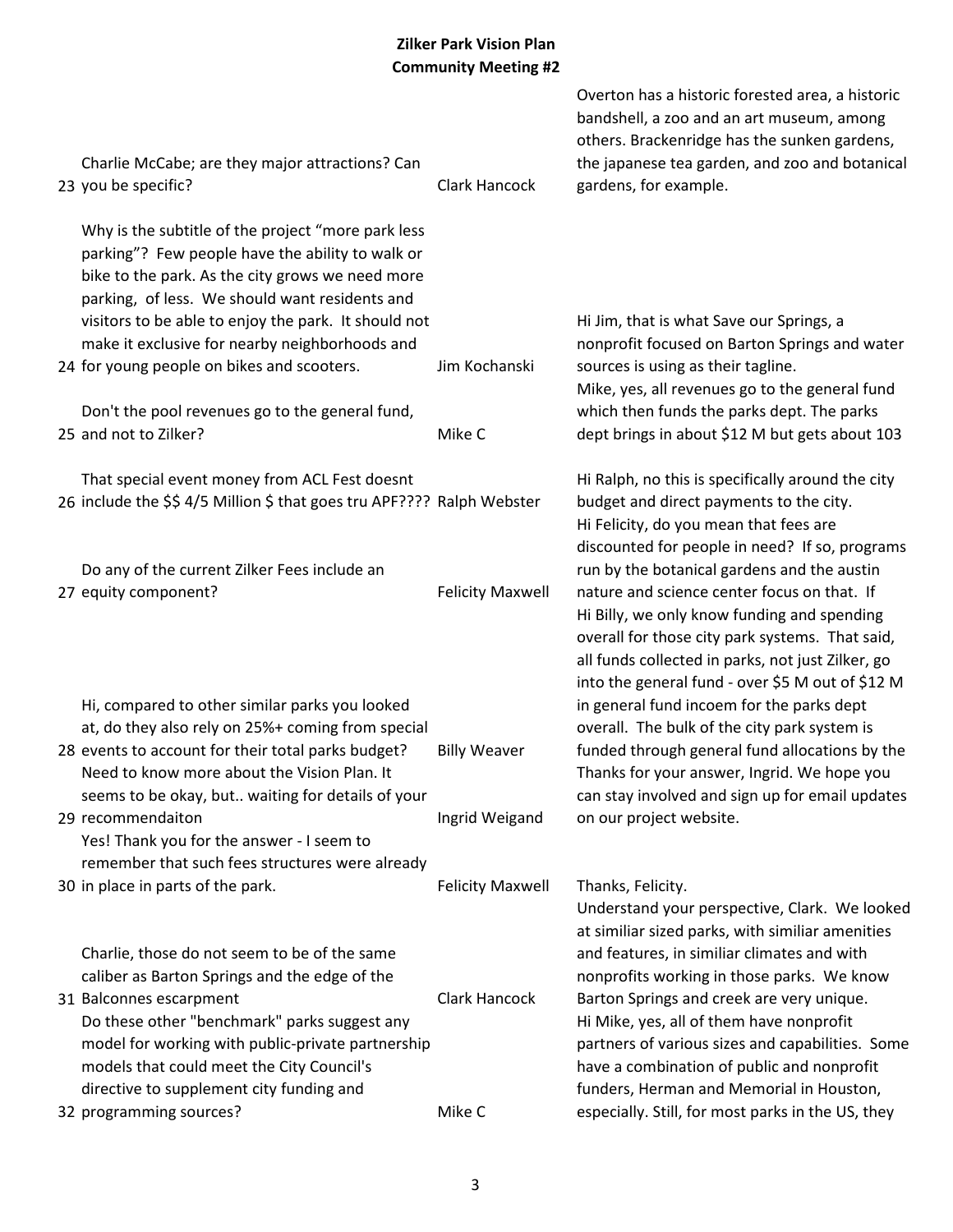**Zilker Park Vision Plan**
**Community Meeting #2**

| # | Question | Name | Response |
|---|---|---|---|
| 23 | Charlie McCabe; are they major attractions? Can you be specific? | Clark Hancock | Overton has a historic forested area, a historic bandshell, a zoo and an art museum, among others. Brackenridge has the sunken gardens, the japanese tea garden, and zoo and botanical gardens, for example. |
| 24 | Why is the subtitle of the project "more park less parking"? Few people have the ability to walk or bike to the park. As the city grows we need more parking, of less. We should want residents and visitors to be able to enjoy the park. It should not make it exclusive for nearby neighborhoods and for young people on bikes and scooters. | Jim Kochanski | Hi Jim, that is what Save our Springs, a nonprofit focused on Barton Springs and water sources is using as their tagline. |
| 25 | Don't the pool revenues go to the general fund, and not to Zilker? | Mike C | Mike, yes, all revenues go to the general fund which then funds the parks dept. The parks dept brings in about $12 M but gets about 103 |
| 26 | That special event money from ACL Fest doesnt include the $$ 4/5 Million $ that goes tru APF???? | Ralph Webster | Hi Ralph, no this is specifically around the city budget and direct payments to the city. |
| 27 | Do any of the current Zilker Fees include an equity component? | Felicity Maxwell | Hi Felicity, do you mean that fees are discounted for people in need? If so, programs run by the botanical gardens and the austin nature and science center focus on that. If |
| 28 | Hi, compared to other similar parks you looked at, do they also rely on 25%+ coming from special events to account for their total parks budget? | Billy Weaver | Hi Billy, we only know funding and spending overall for those city park systems. That said, all funds collected in parks, not just Zilker, go into the general fund - over $5 M out of $12 M in general fund incoem for the parks dept overall. The bulk of the city park system is funded through general fund allocations by the |
| 29 | Need to know more about the Vision Plan. It seems to be okay, but.. waiting for details of your recommendaiton | Ingrid Weigand | Thanks for your answer, Ingrid. We hope you can stay involved and sign up for email updates on our project website. |
| 30 | Yes! Thank you for the answer - I seem to remember that such fees structures were already in place in parts of the park. | Felicity Maxwell | Thanks, Felicity. |
| 31 | Charlie, those do not seem to be of the same caliber as Barton Springs and the edge of the Balconnes escarpment | Clark Hancock | Understand your perspective, Clark. We looked at similiar sized parks, with similiar amenities and features, in similiar climates and with nonprofits working in those parks. We know Barton Springs and creek are very unique. |
| 32 | Do these other "benchmark" parks suggest any model for working with public-private partnership models that could meet the City Council's directive to supplement city funding and programming sources? | Mike C | Hi Mike, yes, all of them have nonprofit partners of various sizes and capabilities. Some have a combination of public and nonprofit funders, Herman and Memorial in Houston, especially. Still, for most parks in the US, they |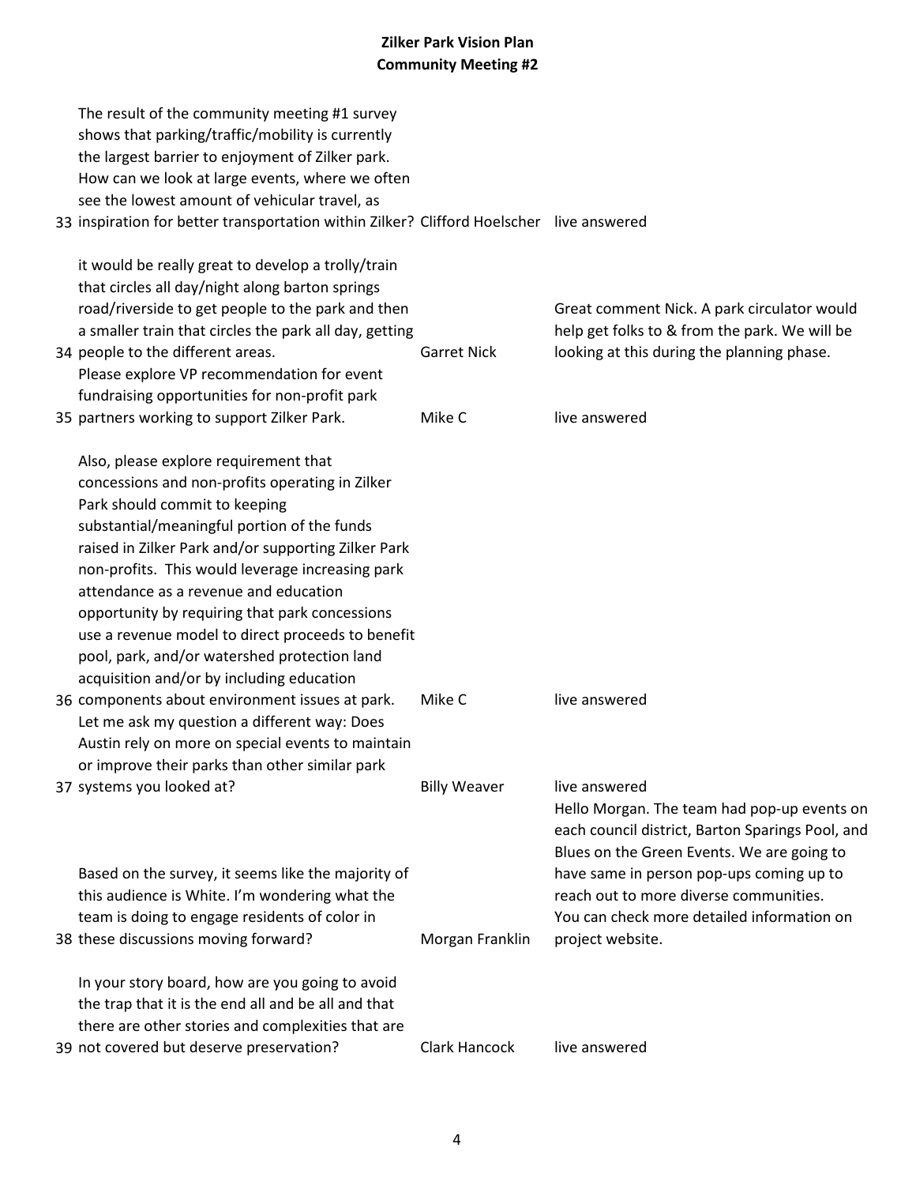**Zilker Park Vision Plan**
**Community Meeting #2**

| # | Question | Name | Response |
|---|---|---|---|
| 33 | The result of the community meeting #1 survey shows that parking/traffic/mobility is currently the largest barrier to enjoyment of Zilker park. How can we look at large events, where we often see the lowest amount of vehicular travel, as inspiration for better transportation within Zilker? | Clifford Hoelscher | live answered |
| 34 | it would be really great to develop a trolly/train that circles all day/night along barton springs road/riverside to get people to the park and then a smaller train that circles the park all day, getting people to the different areas. | Garret Nick | Great comment Nick. A park circulator would help get folks to & from the park. We will be looking at this during the planning phase. |
| 35 | Please explore VP recommendation for event fundraising opportunities for non-profit park partners working to support Zilker Park. | Mike C | live answered |
| 36 | Also, please explore requirement that concessions and non-profits operating in Zilker Park should commit to keeping substantial/meaningful portion of the funds raised in Zilker Park and/or supporting Zilker Park non-profits. This would leverage increasing park attendance as a revenue and education opportunity by requiring that park concessions use a revenue model to direct proceeds to benefit pool, park, and/or watershed protection land acquisition and/or by including education components about environment issues at park. | Mike C | live answered |
| 37 | Let me ask my question a different way: Does Austin rely on more on special events to maintain or improve their parks than other similar park systems you looked at? | Billy Weaver | live answered |
| 38 | Based on the survey, it seems like the majority of this audience is White. I'm wondering what the team is doing to engage residents of color in these discussions moving forward? | Morgan Franklin | Hello Morgan. The team had pop-up events on each council district, Barton Sparings Pool, and Blues on the Green Events. We are going to have same in person pop-ups coming up to reach out to more diverse communities. You can check more detailed information on project website. |
| 39 | In your story board, how are you going to avoid the trap that it is the end all and be all and that there are other stories and complexities that are not covered but deserve preservation? | Clark Hancock | live answered |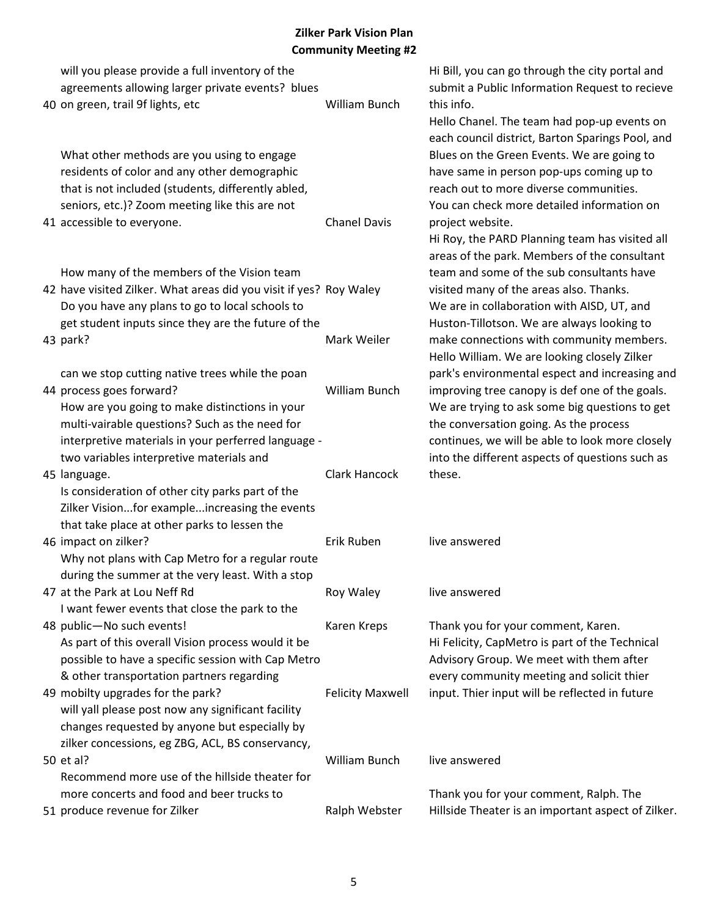**Zilker Park Vision Plan**
**Community Meeting #2**

| # | Question | Name | Response |
|---|---|---|---|
| 40 | will you please provide a full inventory of the agreements allowing larger private events? blues on green, trail 9f lights, etc | William Bunch | Hi Bill, you can go through the city portal and submit a Public Information Request to recieve this info. |
| 41 | What other methods are you using to engage residents of color and any other demographic that is not included (students, differently abled, seniors, etc.)? Zoom meeting like this are not accessible to everyone. | Chanel Davis | Hello Chanel. The team had pop-up events on each council district, Barton Sparings Pool, and Blues on the Green Events. We are going to have same in person pop-ups coming up to reach out to more diverse communities. You can check more detailed information on project website. |
| 42 | How many of the members of the Vision team have visited Zilker. What areas did you visit if yes? | Roy Waley | Hi Roy, the PARD Planning team has visited all areas of the park. Members of the consultant team and some of the sub consultants have visited many of the areas also. Thanks. |
| 43 | Do you have any plans to go to local schools to get student inputs since they are the future of the park? | Mark Weiler | We are in collaboration with AISD, UT, and Huston-Tillotson. We are always looking to make connections with community members. |
| 44 | can we stop cutting native trees while the poan process goes forward? | William Bunch | Hello William. We are looking closely Zilker park's environmental espect and increasing and improving tree canopy is def one of the goals. |
| 45 | How are you going to make distinctions in your multi-vairable questions? Such as the need for interpretive materials in your perferred language - two variables interpretive materials and language. | Clark Hancock | We are trying to ask some big questions to get the conversation going. As the process continues, we will be able to look more closely into the different aspects of questions such as these. |
| 46 | Is consideration of other city parks part of the Zilker Vision...for example...increasing the events that take place at other parks to lessen the impact on zilker? | Erik Ruben | live answered |
| 47 | Why not plans with Cap Metro for a regular route during the summer at the very least. With a stop at the Park at Lou Neff Rd | Roy Waley | live answered |
| 48 | I want fewer events that close the park to the public—No such events! | Karen Kreps | Thank you for your comment, Karen. |
| 49 | As part of this overall Vision process would it be possible to have a specific session with Cap Metro & other transportation partners regarding mobilty upgrades for the park? | Felicity Maxwell | Hi Felicity, CapMetro is part of the Technical Advisory Group. We meet with them after every community meeting and solicit thier input. Thier input will be reflected in future |
| 50 | will yall please post now any significant facility changes requested by anyone but especially by zilker concessions, eg ZBG, ACL, BS conservancy, et al? | William Bunch | live answered |
| 51 | Recommend more use of the hillside theater for more concerts and food and beer trucks to produce revenue for Zilker | Ralph Webster | Thank you for your comment, Ralph. The Hillside Theater is an important aspect of Zilker. |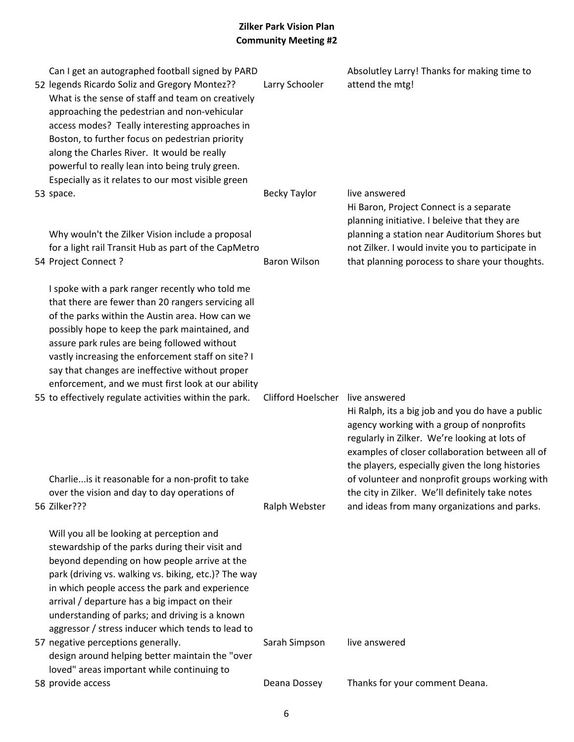**Zilker Park Vision Plan**
**Community Meeting #2**

| # | Comment | Name | Response |
|---|---|---|---|
| 52 | Can I get an autographed football signed by PARD legends Ricardo Soliz and Gregory Montez?? | Larry Schooler | Absolutley Larry! Thanks for making time to attend the mtg! |
| 53 | What is the sense of staff and team on creatively approaching the pedestrian and non-vehicular access modes? Teally interesting approaches in Boston, to further focus on pedestrian priority along the Charles River. It would be really powerful to really lean into being truly green. Especially as it relates to our most visible green space. | Becky Taylor | live answered |
| 54 | Why wouln't the Zilker Vision include a proposal for a light rail Transit Hub as part of the CapMetro Project Connect ? | Baron Wilson | Hi Baron, Project Connect is a separate planning initiative. I beleive that they are planning a station near Auditorium Shores but not Zilker. I would invite you to participate in that planning porocess to share your thoughts. |
| 55 | I spoke with a park ranger recently who told me that there are fewer than 20 rangers servicing all of the parks within the Austin area. How can we possibly hope to keep the park maintained, and assure park rules are being followed without vastly increasing the enforcement staff on site? I say that changes are ineffective without proper enforcement, and we must first look at our ability to effectively regulate activities within the park. | Clifford Hoelscher | live answered |
| 56 | Charlie...is it reasonable for a non-profit to take over the vision and day to day operations of Zilker??? | Ralph Webster | Hi Ralph, its a big job and you do have a public agency working with a group of nonprofits regularly in Zilker. We're looking at lots of examples of closer collaboration between all of the players, especially given the long histories of volunteer and nonprofit groups working with the city in Zilker. We'll definitely take notes and ideas from many organizations and parks. |
| 57 | Will you all be looking at perception and stewardship of the parks during their visit and beyond depending on how people arrive at the park (driving vs. walking vs. biking, etc.)? The way in which people access the park and experience arrival / departure has a big impact on their understanding of parks; and driving is a known aggressor / stress inducer which tends to lead to negative perceptions generally. | Sarah Simpson | live answered |
| 58 | design around helping better maintain the "over loved" areas important while continuing to provide access | Deana Dossey | Thanks for your comment Deana. |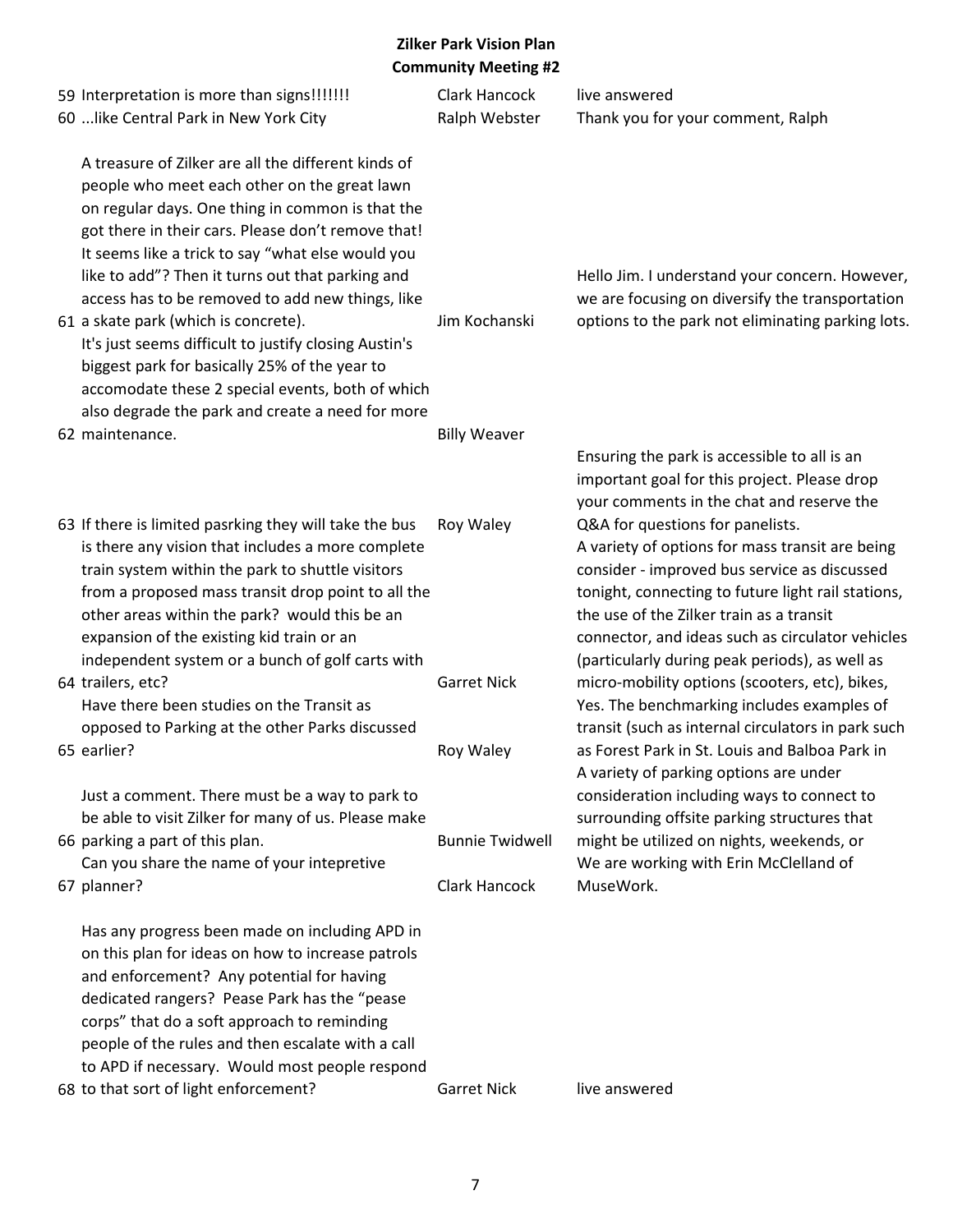**Zilker Park Vision Plan**
**Community Meeting #2**

| # | Comment | Name | Response |
|---|---|---|---|
| 59 | Interpretation is more than signs!!!!!!! | Clark Hancock | live answered |
| 60 | ...like Central Park in New York City | Ralph Webster | Thank you for your comment, Ralph |
| 61 | A treasure of Zilker are all the different kinds of people who meet each other on the great lawn on regular days. One thing in common is that the got there in their cars. Please don't remove that! It seems like a trick to say "what else would you like to add"? Then it turns out that parking and access has to be removed to add new things, like a skate park (which is concrete). | Jim Kochanski | Hello Jim. I understand your concern. However, we are focusing on diversify the transportation options to the park not eliminating parking lots. |
| 62 | It's just seems difficult to justify closing Austin's biggest park for basically 25% of the year to accomodate these 2 special events, both of which also degrade the park and create a need for more maintenance. | Billy Weaver | |
| 63 | If there is limited pasrking they will take the bus | Roy Waley | Ensuring the park is accessible to all is an important goal for this project. Please drop your comments in the chat and reserve the Q&A for questions for panelists. |
| 64 | is there any vision that includes a more complete train system within the park to shuttle visitors from a proposed mass transit drop point to all the other areas within the park? would this be an expansion of the existing kid train or an independent system or a bunch of golf carts with trailers, etc? | Garret Nick | A variety of options for mass transit are being consider - improved bus service as discussed tonight, connecting to future light rail stations, the use of the Zilker train as a transit connector, and ideas such as circulator vehicles (particularly during peak periods), as well as micro-mobility options (scooters, etc), bikes, |
| 65 | Have there been studies on the Transit as opposed to Parking at the other Parks discussed earlier? | Roy Waley | Yes. The benchmarking includes examples of transit (such as internal circulators in park such as Forest Park in St. Louis and Balboa Park in |
| 66 | Just a comment. There must be a way to park to be able to visit Zilker for many of us. Please make parking a part of this plan. | Bunnie Twidwell | A variety of parking options are under consideration including ways to connect to surrounding offsite parking structures that might be utilized on nights, weekends, or |
| 67 | Can you share the name of your intepretive planner? | Clark Hancock | We are working with Erin McClelland of MuseWork. |
| 68 | Has any progress been made on including APD in on this plan for ideas on how to increase patrols and enforcement? Any potential for having dedicated rangers? Pease Park has the "pease corps" that do a soft approach to reminding people of the rules and then escalate with a call to APD if necessary. Would most people respond to that sort of light enforcement? | Garret Nick | live answered |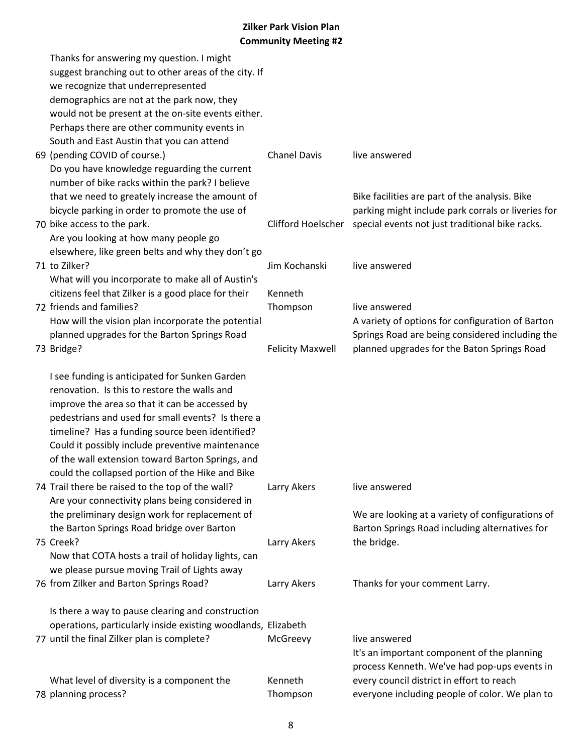**Zilker Park Vision Plan**
**Community Meeting #2**

| # | Question | Name | Response |
|---|---|---|---|
| 69 | Thanks for answering my question. I might suggest branching out to other areas of the city. If we recognize that underrepresented demographics are not at the park now, they would not be present at the on-site events either. Perhaps there are other community events in South and East Austin that you can attend (pending COVID of course.) | Chanel Davis | live answered |
| 70 | Do you have knowledge reguarding the current number of bike racks within the park? I believe that we need to greately increase the amount of bicycle parking in order to promote the use of bike access to the park. | Clifford Hoelscher | Bike facilities are part of the analysis. Bike parking might include park corrals or liveries for special events not just traditional bike racks. |
| 71 | Are you looking at how many people go elsewhere, like green belts and why they don't go to Zilker? | Jim Kochanski | live answered |
| 72 | What will you incorporate to make all of Austin's citizens feel that Zilker is a good place for their friends and families? | Kenneth Thompson | live answered |
| 73 | How will the vision plan incorporate the potential planned upgrades for the Barton Springs Road Bridge? | Felicity Maxwell | A variety of options for configuration of Barton Springs Road are being considered including the planned upgrades for the Baton Springs Road |
| 74 | I see funding is anticipated for Sunken Garden renovation. Is this to restore the walls and improve the area so that it can be accessed by pedestrians and used for small events? Is there a timeline? Has a funding source been identified? Could it possibly include preventive maintenance of the wall extension toward Barton Springs, and could the collapsed portion of the Hike and Bike Trail there be raised to the top of the wall? | Larry Akers | live answered |
| 75 | Are your connectivity plans being considered in the preliminary design work for replacement of the Barton Springs Road bridge over Barton Creek? | Larry Akers | We are looking at a variety of configurations of Barton Springs Road including alternatives for the bridge. |
| 76 | Now that COTA hosts a trail of holiday lights, can we please pursue moving Trail of Lights away from Zilker and Barton Springs Road? | Larry Akers | Thanks for your comment Larry. |
| 77 | Is there a way to pause clearing and construction operations, particularly inside existing woodlands, until the final Zilker plan is complete? | Elizabeth McGreevy | live answered |
| 78 | What level of diversity is a component the planning process? | Kenneth Thompson | It's an important component of the planning process Kenneth. We've had pop-ups events in every council district in effort to reach everyone including people of color. We plan to |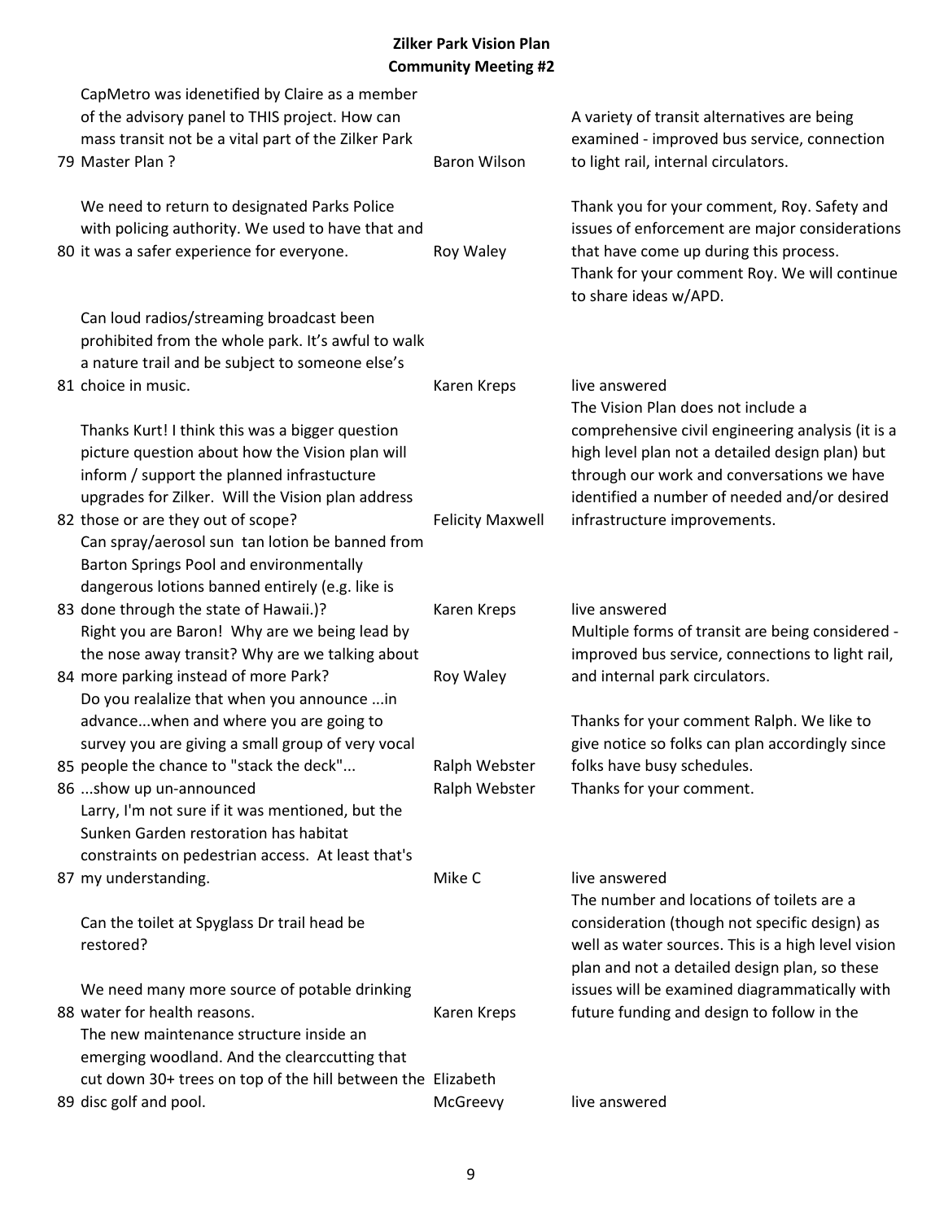**Zilker Park Vision Plan**
**Community Meeting #2**

| # | Comment | Name | Response |
|---|---|---|---|
| 79 | CapMetro was idenetified by Claire as a member of the advisory panel to THIS project. How can mass transit not be a vital part of the Zilker Park Master Plan ? | Baron Wilson | A variety of transit alternatives are being examined - improved bus service, connection to light rail, internal circulators. |
| 80 | We need to return to designated Parks Police with policing authority. We used to have that and it was a safer experience for everyone. | Roy Waley | Thank you for your comment, Roy. Safety and issues of enforcement are major considerations that have come up during this process. Thank for your comment Roy. We will continue to share ideas w/APD. |
| 81 | Can loud radios/streaming broadcast been prohibited from the whole park. It's awful to walk a nature trail and be subject to someone else's choice in music. | Karen Kreps | live answered |
| 82 | Thanks Kurt! I think this was a bigger question picture question about how the Vision plan will inform / support the planned infrastucture upgrades for Zilker. Will the Vision plan address those or are they out of scope? | Felicity Maxwell | The Vision Plan does not include a comprehensive civil engineering analysis (it is a high level plan not a detailed design plan) but through our work and conversations we have identified a number of needed and/or desired infrastructure improvements. |
| 83 | Can spray/aerosol sun tan lotion be banned from Barton Springs Pool and environmentally dangerous lotions banned entirely (e.g. like is done through the state of Hawaii.)? | Karen Kreps | live answered |
| 84 | Right you are Baron! Why are we being lead by the nose away transit? Why are we talking about more parking instead of more Park? | Roy Waley | Multiple forms of transit are being considered - improved bus service, connections to light rail, and internal park circulators. |
| 85 | Do you realalize that when you announce ...in advance...when and where you are going to survey you are giving a small group of very vocal people the chance to "stack the deck"... | Ralph Webster | Thanks for your comment Ralph. We like to give notice so folks can plan accordingly since folks have busy schedules. |
| 86 | ...show up un-announced | Ralph Webster | Thanks for your comment. |
| 87 | Larry, I'm not sure if it was mentioned, but the Sunken Garden restoration has habitat constraints on pedestrian access. At least that's my understanding. | Mike C | live answered |
| 88 | Can the toilet at Spyglass Dr trail head be restored?<br><br>We need many more source of potable drinking water for health reasons. | Karen Kreps | The number and locations of toilets are a consideration (though not specific design) as well as water sources. This is a high level vision plan and not a detailed design plan, so these issues will be examined diagrammatically with future funding and design to follow in the |
| 89 | The new maintenance structure inside an emerging woodland. And the clearccutting that cut down 30+ trees on top of the hill between the disc golf and pool. | Elizabeth McGreevy | live answered |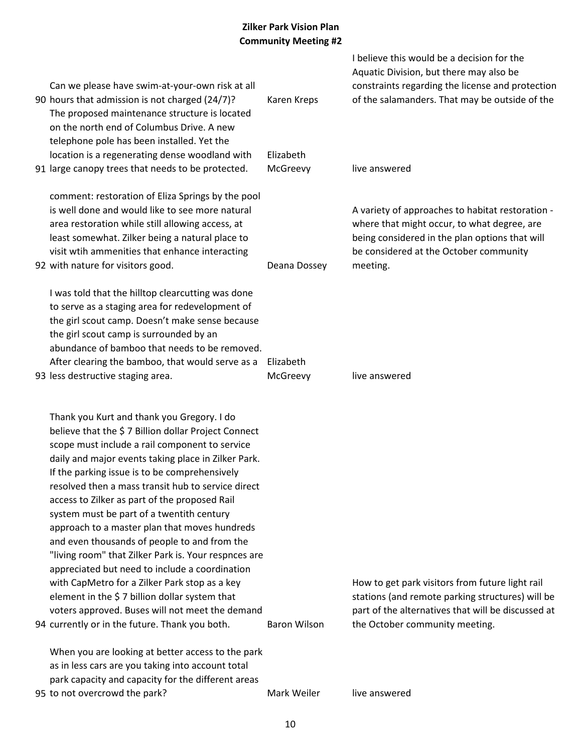**Zilker Park Vision Plan**
**Community Meeting #2**

| # | Question/Comment | Name | Response |
|---|---|---|---|
| 90 | Can we please have swim-at-your-own risk at all hours that admission is not charged (24/7)? | Karen Kreps | I believe this would be a decision for the Aquatic Division, but there may also be constraints regarding the license and protection of the salamanders. That may be outside of the |
| 91 | The proposed maintenance structure is located on the north end of Columbus Drive. A new telephone pole has been installed. Yet the location is a regenerating dense woodland with large canopy trees that needs to be protected. | Elizabeth McGreevy | live answered |
| 92 | comment: restoration of Eliza Springs by the pool is well done and would like to see more natural area restoration while still allowing access, at least somewhat. Zilker being a natural place to visit wtih ammenities that enhance interacting with nature for visitors good. | Deana Dossey | A variety of approaches to habitat restoration - where that might occur, to what degree, are being considered in the plan options that will be considered at the October community meeting. |
| 93 | I was told that the hilltop clearcutting was done to serve as a staging area for redevelopment of the girl scout camp. Doesn't make sense because the girl scout camp is surrounded by an abundance of bamboo that needs to be removed. After clearing the bamboo, that would serve as a less destructive staging area. | Elizabeth McGreevy | live answered |
| 94 | Thank you Kurt and thank you Gregory. I do believe that the $ 7 Billion dollar Project Connect scope must include a rail component to service daily and major events taking place in Zilker Park. If the parking issue is to be comprehensively resolved then a mass transit hub to service direct access to Zilker as part of the proposed Rail system must be part of a twentith century approach to a master plan that moves hundreds and even thousands of people to and from the "living room" that Zilker Park is. Your respnces are appreciated but need to include a coordination with CapMetro for a Zilker Park stop as a key element in the $ 7 billion dollar system that voters approved. Buses will not meet the demand currently or in the future. Thank you both. | Baron Wilson | How to get park visitors from future light rail stations (and remote parking structures) will be part of the alternatives that will be discussed at the October community meeting. |
| 95 | When you are looking at better access to the park as in less cars are you taking into account total park capacity and capacity for the different areas to not overcrowd the park? | Mark Weiler | live answered |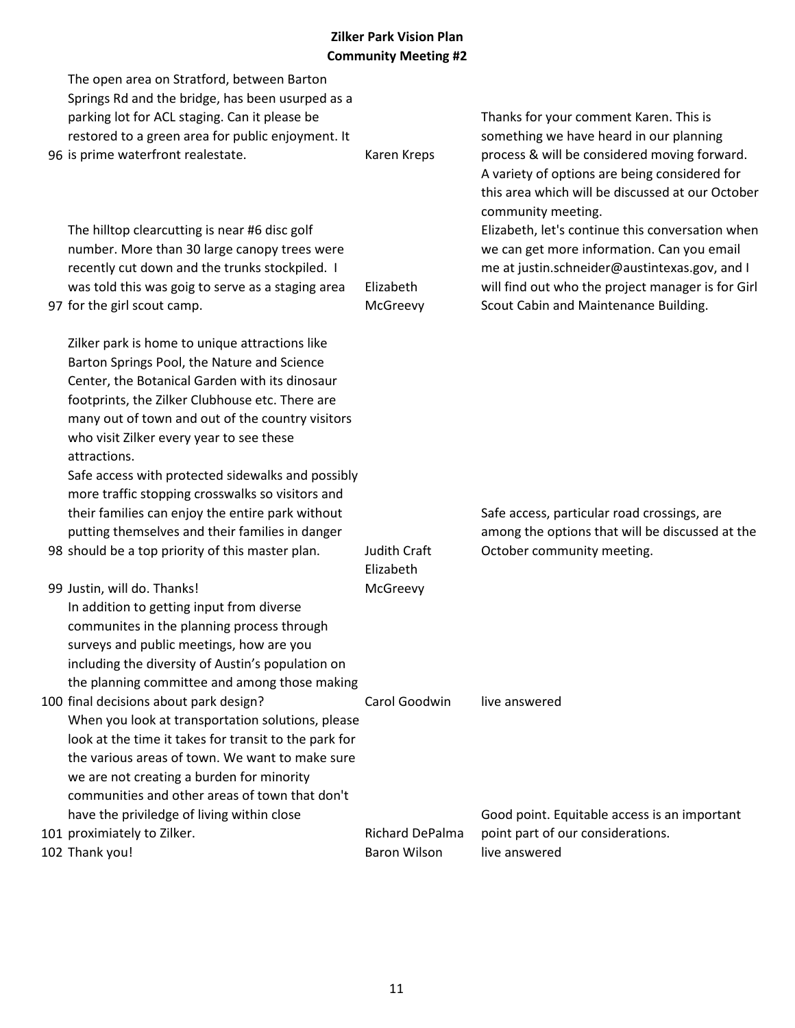**Zilker Park Vision Plan**
**Community Meeting #2**

| | | | |
|---|---|---|---|
| 96 | The open area on Stratford, between Barton Springs Rd and the bridge, has been usurped as a parking lot for ACL staging. Can it please be restored to a green area for public enjoyment. It is prime waterfront realestate. | Karen Kreps | Thanks for your comment Karen. This is something we have heard in our planning process & will be considered moving forward. A variety of options are being considered for this area which will be discussed at our October community meeting. |
| 97 | The hilltop clearcutting is near #6 disc golf number. More than 30 large canopy trees were recently cut down and the trunks stockpiled. I was told this was goig to serve as a staging area for the girl scout camp. | Elizabeth McGreevy | Elizabeth, let's continue this conversation when we can get more information. Can you email me at justin.schneider@austintexas.gov, and I will find out who the project manager is for Girl Scout Cabin and Maintenance Building. |
| 98 | Zilker park is home to unique attractions like Barton Springs Pool, the Nature and Science Center, the Botanical Garden with its dinosaur footprints, the Zilker Clubhouse etc. There are many out of town and out of the country visitors who visit Zilker every year to see these attractions.<br>Safe access with protected sidewalks and possibly more traffic stopping crosswalks so visitors and their families can enjoy the entire park without putting themselves and their families in danger should be a top priority of this master plan. | Judith Craft | Safe access, particular road crossings, are among the options that will be discussed at the October community meeting. |
| 99 | Justin, will do. Thanks! | Elizabeth McGreevy | |
| 100 | In addition to getting input from diverse communites in the planning process through surveys and public meetings, how are you including the diversity of Austin's population on the planning committee and among those making final decisions about park design? | Carol Goodwin | live answered |
| 101 | When you look at transportation solutions, please look at the time it takes for transit to the park for the various areas of town. We want to make sure we are not creating a burden for minority communities and other areas of town that don't have the priviledge of living within close proximiately to Zilker. | Richard DePalma | Good point. Equitable access is an important point part of our considerations. |
| 102 | Thank you! | Baron Wilson | live answered |